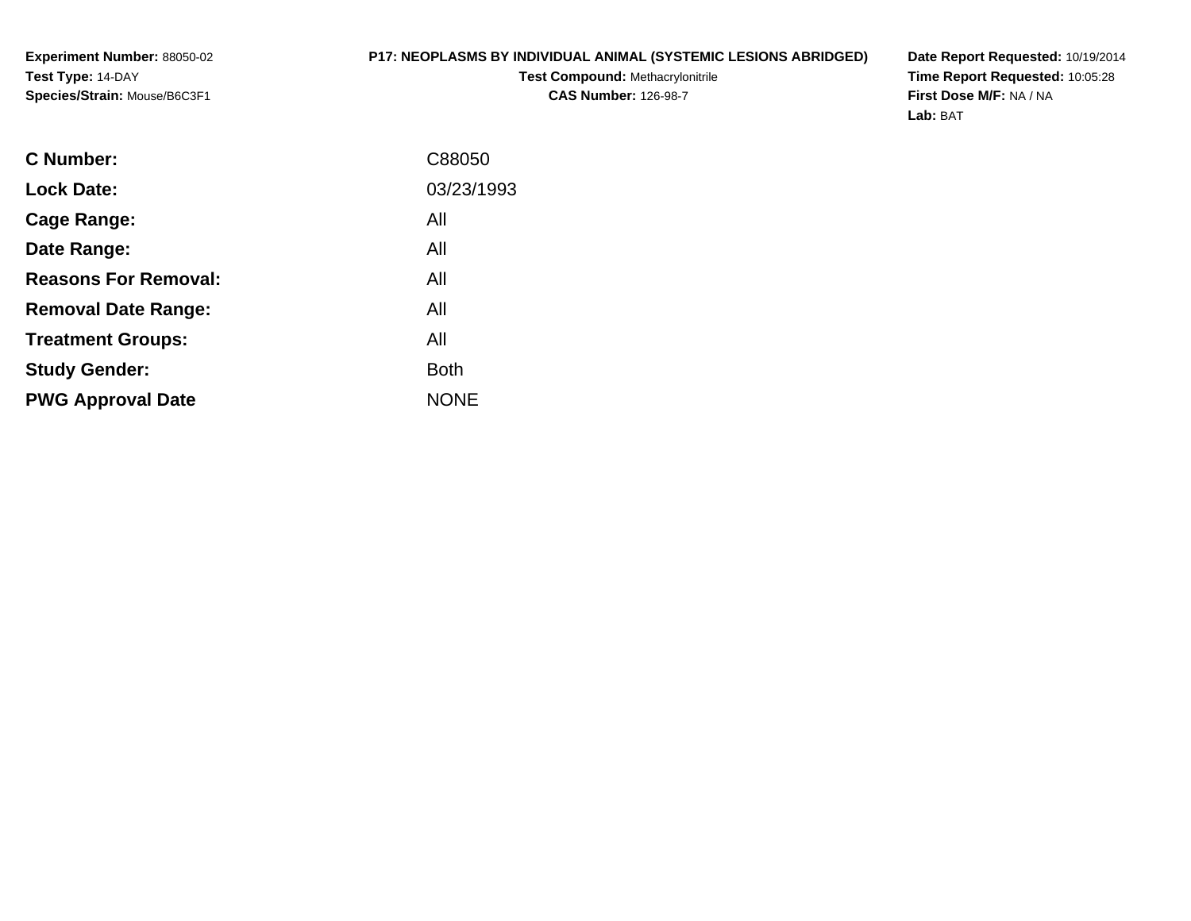**Experiment Number:** 88050-02
**Test Type:** 14-DAY
**Species/Strain:** Mouse/B6C3F1

**P17: NEOPLASMS BY INDIVIDUAL ANIMAL (SYSTEMIC LESIONS ABRIDGED)**
**Test Compound:** Methacrylonitrile
**CAS Number:** 126-98-7

**Date Report Requested:** 10/19/2014
**Time Report Requested:** 10:05:28
**First Dose M/F:** NA / NA
**Lab:** BAT

| | |
|---|---|
| **C Number:** | C88050 |
| **Lock Date:** | 03/23/1993 |
| **Cage Range:** | All |
| **Date Range:** | All |
| **Reasons For Removal:** | All |
| **Removal Date Range:** | All |
| **Treatment Groups:** | All |
| **Study Gender:** | Both |
| **PWG Approval Date** | NONE |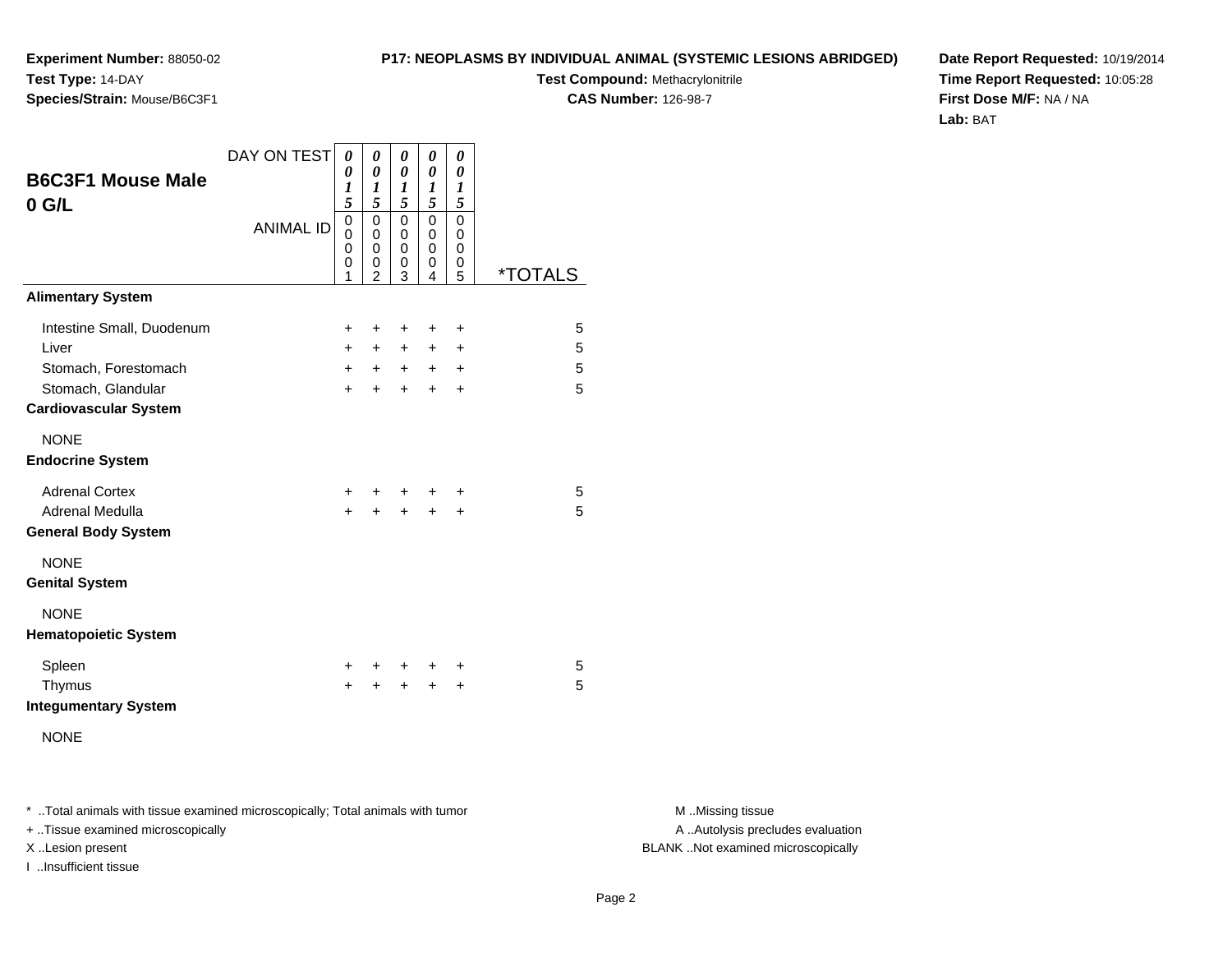**Experiment Number:** 88050-02
**Test Type:** 14-DAY
**Species/Strain:** Mouse/B6C3F1

**P17: NEOPLASMS BY INDIVIDUAL ANIMAL (SYSTEMIC LESIONS ABRIDGED)**
**Test Compound:** Methacrylonitrile
**CAS Number:** 126-98-7

**Date Report Requested:** 10/19/2014
**Time Report Requested:** 10:05:28
**First Dose M/F:** NA / NA
**Lab:** BAT

## B6C3F1 Mouse Male
## 0 G/L

| DAY ON TEST | 0015 | 0015 | 0015 | 0015 | 0015 | |
|---|---|---|---|---|---|---|
| ANIMAL ID | 00001 | 00002 | 00003 | 00004 | 00005 | *TOTALS |
| **Alimentary System** | | | | | | |
| Intestine Small, Duodenum | + | + | + | + | + | 5 |
| Liver | + | + | + | + | + | 5 |
| Stomach, Forestomach | + | + | + | + | + | 5 |
| Stomach, Glandular | + | + | + | + | + | 5 |
| **Cardiovascular System** | | | | | | |
| NONE | | | | | | |
| **Endocrine System** | | | | | | |
| Adrenal Cortex | + | + | + | + | + | 5 |
| Adrenal Medulla | + | + | + | + | + | 5 |
| **General Body System** | | | | | | |
| NONE | | | | | | |
| **Genital System** | | | | | | |
| NONE | | | | | | |
| **Hematopoietic System** | | | | | | |
| Spleen | + | + | + | + | + | 5 |
| Thymus | + | + | + | + | + | 5 |
| **Integumentary System** | | | | | | |
| NONE | | | | | | |

* ..Total animals with tissue examined microscopically; Total animals with tumor
+ ..Tissue examined microscopically
X ..Lesion present
I ..Insufficient tissue

M ..Missing tissue
A ..Autolysis precludes evaluation
BLANK ..Not examined microscopically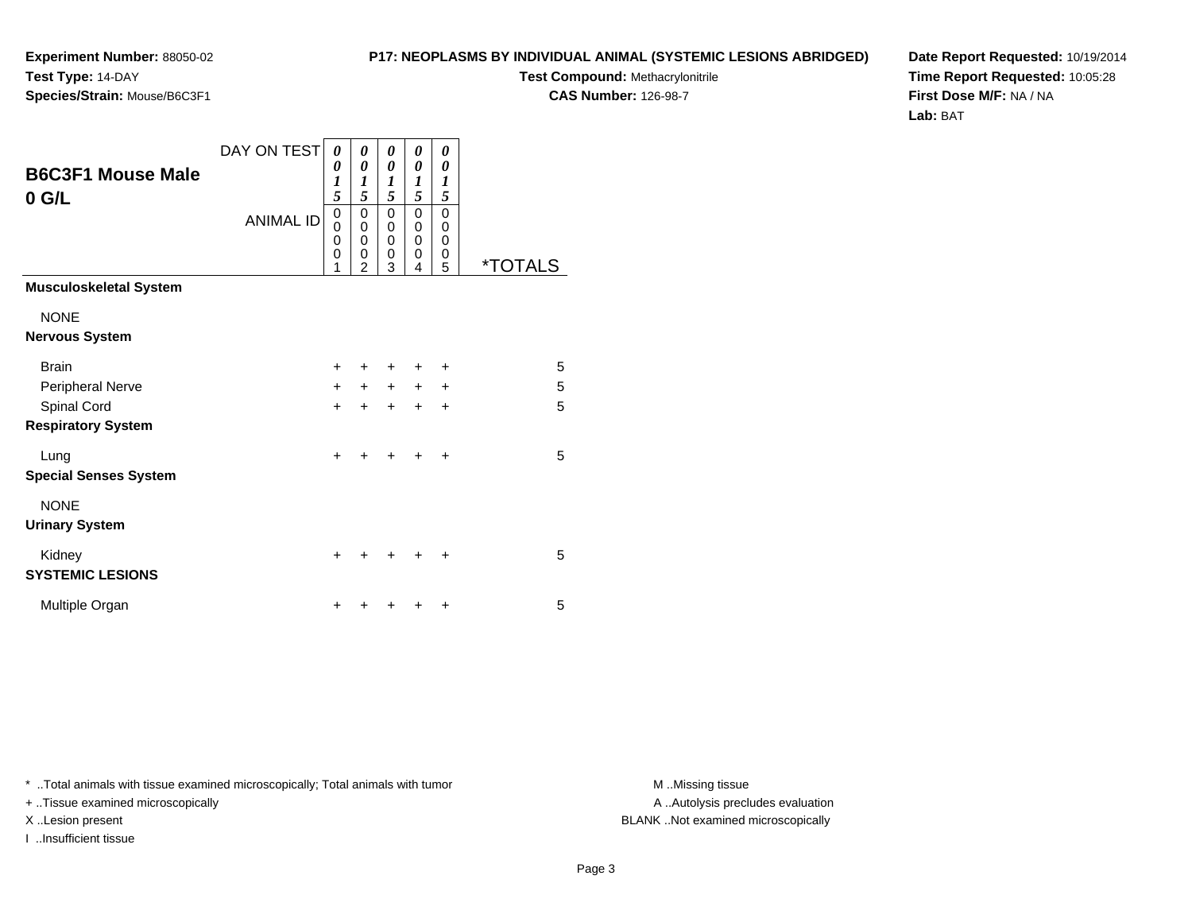**Experiment Number:** 88050-02
**Test Type:** 14-DAY
**Species/Strain:** Mouse/B6C3F1

**P17: NEOPLASMS BY INDIVIDUAL ANIMAL (SYSTEMIC LESIONS ABRIDGED)**
**Test Compound:** Methacrylonitrile
**CAS Number:** 126-98-7

**Date Report Requested:** 10/19/2014
**Time Report Requested:** 10:05:28
**First Dose M/F:** NA / NA
**Lab:** BAT

## B6C3F1 Mouse Male
## 0 G/L

| | | | | | | |
|---|---|---|---|---|---|---|
| DAY ON TEST | 0015 | 0015 | 0015 | 0015 | 0015 | |
| ANIMAL ID | 00001 | 00002 | 00003 | 00004 | 00005 | *TOTALS |
| **Musculoskeletal System** | | | | | | |
| NONE | | | | | | |
| **Nervous System** | | | | | | |
| Brain | + | + | + | + | + | 5 |
| Peripheral Nerve | + | + | + | + | + | 5 |
| Spinal Cord | + | + | + | + | + | 5 |
| **Respiratory System** | | | | | | |
| Lung | + | + | + | + | + | 5 |
| **Special Senses System** | | | | | | |
| NONE | | | | | | |
| **Urinary System** | | | | | | |
| Kidney | + | + | + | + | + | 5 |
| **SYSTEMIC LESIONS** | | | | | | |
| Multiple Organ | + | + | + | + | + | 5 |

* ..Total animals with tissue examined microscopically; Total animals with tumor
+ ..Tissue examined microscopically
X ..Lesion present
I ..Insufficient tissue

M ..Missing tissue
A ..Autolysis precludes evaluation
BLANK ..Not examined microscopically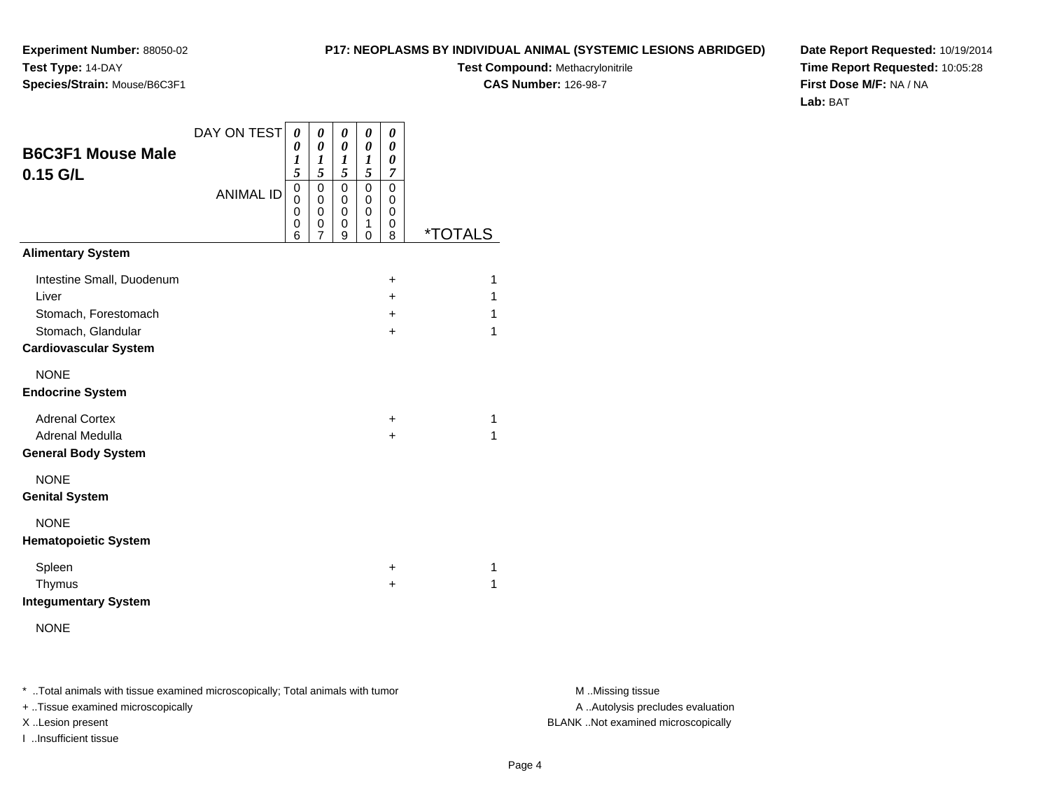**Experiment Number:** 88050-02
**Test Type:** 14-DAY
**Species/Strain:** Mouse/B6C3F1

**P17: NEOPLASMS BY INDIVIDUAL ANIMAL (SYSTEMIC LESIONS ABRIDGED)**
**Test Compound:** Methacrylonitrile
**CAS Number:** 126-98-7

**Date Report Requested:** 10/19/2014
**Time Report Requested:** 10:05:28
**First Dose M/F:** NA / NA
**Lab:** BAT

## B6C3F1 Mouse Male 0.15 G/L

| DAY ON TEST | 0015 | 0015 | 0015 | 0015 | 0007 | |
|---|---|---|---|---|---|---|
| **ANIMAL ID** | 00006 | 00007 | 00009 | 00010 | 00008 | ***TOTALS** |
| **Alimentary System** | | | | | | |
| Intestine Small, Duodenum | | | | | + | 1 |
| Liver | | | | | + | 1 |
| Stomach, Forestomach | | | | | + | 1 |
| Stomach, Glandular | | | | | + | 1 |
| **Cardiovascular System** | | | | | | |
| NONE | | | | | | |
| **Endocrine System** | | | | | | |
| Adrenal Cortex | | | | | + | 1 |
| Adrenal Medulla | | | | | + | 1 |
| **General Body System** | | | | | | |
| NONE | | | | | | |
| **Genital System** | | | | | | |
| NONE | | | | | | |
| **Hematopoietic System** | | | | | | |
| Spleen | | | | | + | 1 |
| Thymus | | | | | + | 1 |
| **Integumentary System** | | | | | | |
| NONE | | | | | | |

* ..Total animals with tissue examined microscopically; Total animals with tumor
+ ..Tissue examined microscopically
X ..Lesion present
I ..Insufficient tissue

M ..Missing tissue
A ..Autolysis precludes evaluation
BLANK ..Not examined microscopically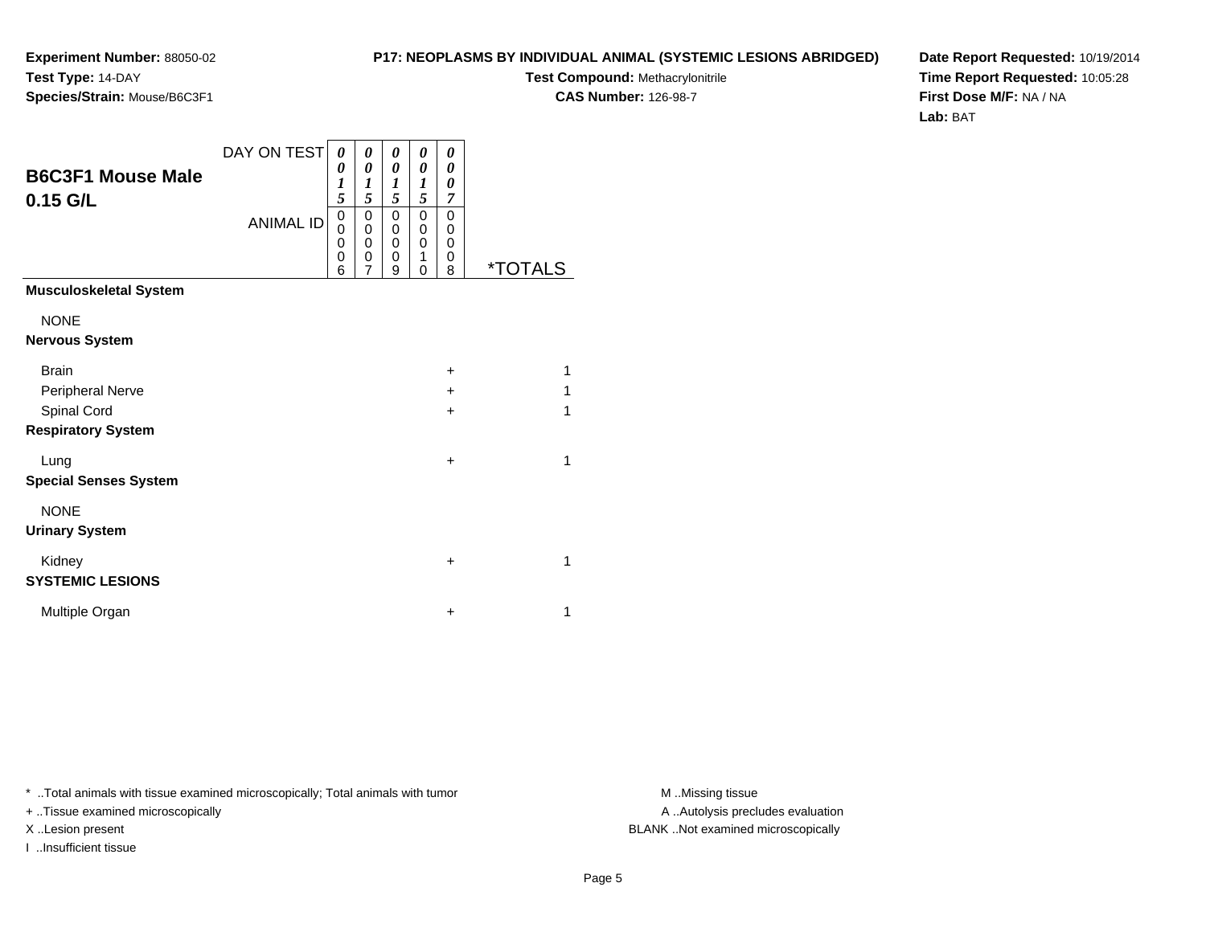**Experiment Number:** 88050-02
**Test Type:** 14-DAY
**Species/Strain:** Mouse/B6C3F1

**P17: NEOPLASMS BY INDIVIDUAL ANIMAL (SYSTEMIC LESIONS ABRIDGED)**
**Test Compound:** Methacrylonitrile
**CAS Number:** 126-98-7

**Date Report Requested:** 10/19/2014
**Time Report Requested:** 10:05:28
**First Dose M/F:** NA / NA
**Lab:** BAT

## B6C3F1 Mouse Male 0.15 G/L

| DAY ON TEST | 0015 | 0015 | 0015 | 0015 | 0007 | |
|---|---|---|---|---|---|---|
| ANIMAL ID | 00006 | 00007 | 00009 | 00010 | 00008 | *TOTALS |
| **Musculoskeletal System** | | | | | | |
| NONE | | | | | | |
| **Nervous System** | | | | | | |
| Brain | | | | | + | 1 |
| Peripheral Nerve | | | | | + | 1 |
| Spinal Cord | | | | | + | 1 |
| **Respiratory System** | | | | | | |
| Lung | | | | | + | 1 |
| **Special Senses System** | | | | | | |
| NONE | | | | | | |
| **Urinary System** | | | | | | |
| Kidney | | | | | + | 1 |
| **SYSTEMIC LESIONS** | | | | | | |
| Multiple Organ | | | | | + | 1 |

* ..Total animals with tissue examined microscopically; Total animals with tumor
+ ..Tissue examined microscopically
X ..Lesion present
I ..Insufficient tissue

M ..Missing tissue
A ..Autolysis precludes evaluation
BLANK ..Not examined microscopically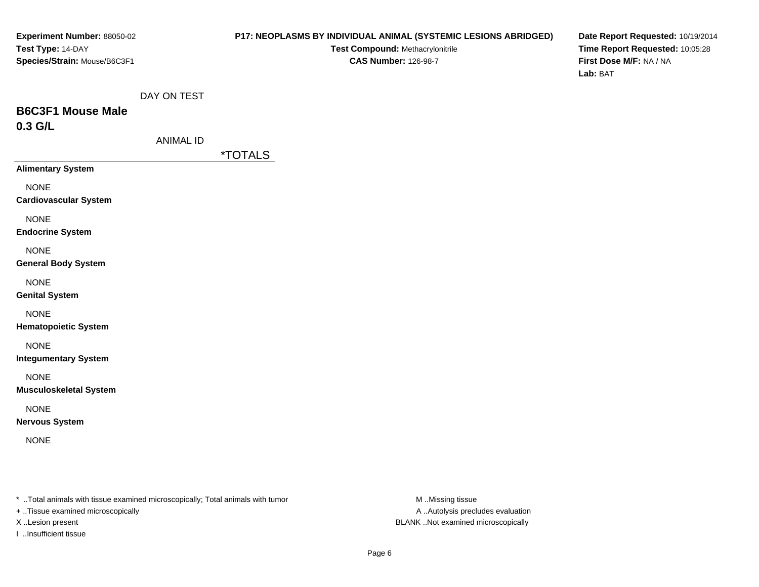**Experiment Number:** 88050-02
**Test Type:** 14-DAY
**Species/Strain:** Mouse/B6C3F1

**P17: NEOPLASMS BY INDIVIDUAL ANIMAL (SYSTEMIC LESIONS ABRIDGED)**
**Test Compound:** Methacrylonitrile
**CAS Number:** 126-98-7

**Date Report Requested:** 10/19/2014
**Time Report Requested:** 10:05:28
**First Dose M/F:** NA / NA
**Lab:** BAT

DAY ON TEST

## B6C3F1 Mouse Male
## 0.3 G/L

ANIMAL ID

| | *TOTALS |
|---|---|
| **Alimentary System** | |
| NONE | |
| **Cardiovascular System** | |
| NONE | |
| **Endocrine System** | |
| NONE | |
| **General Body System** | |
| NONE | |
| **Genital System** | |
| NONE | |
| **Hematopoietic System** | |
| NONE | |
| **Integumentary System** | |
| NONE | |
| **Musculoskeletal System** | |
| NONE | |
| **Nervous System** | |
| NONE | |

* ..Total animals with tissue examined microscopically; Total animals with tumor
+ ..Tissue examined microscopically
X ..Lesion present
I ..Insufficient tissue

M ..Missing tissue
A ..Autolysis precludes evaluation
BLANK ..Not examined microscopically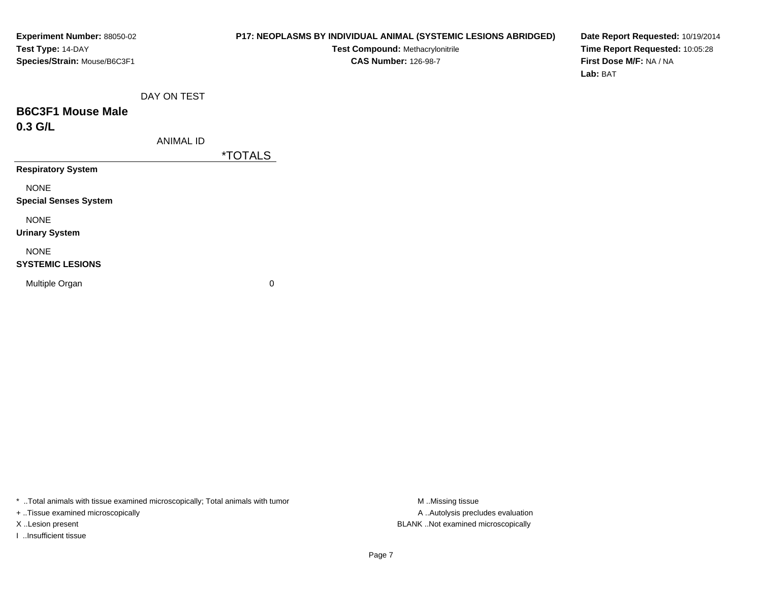**Experiment Number:** 88050-02
**Test Type:** 14-DAY
**Species/Strain:** Mouse/B6C3F1

**P17: NEOPLASMS BY INDIVIDUAL ANIMAL (SYSTEMIC LESIONS ABRIDGED)**
**Test Compound:** Methacrylonitrile
**CAS Number:** 126-98-7

**Date Report Requested:** 10/19/2014
**Time Report Requested:** 10:05:28
**First Dose M/F:** NA / NA
**Lab:** BAT

DAY ON TEST

## B6C3F1 Mouse Male
## 0.3 G/L

ANIMAL ID

| | *TOTALS |
|---|---|
| **Respiratory System** | |
| NONE | |
| **Special Senses System** | |
| NONE | |
| **Urinary System** | |
| NONE | |
| **SYSTEMIC LESIONS** | |
| Multiple Organ | 0 |

* ..Total animals with tissue examined microscopically; Total animals with tumor
+ ..Tissue examined microscopically
X ..Lesion present
I ..Insufficient tissue

M ..Missing tissue
A ..Autolysis precludes evaluation
BLANK ..Not examined microscopically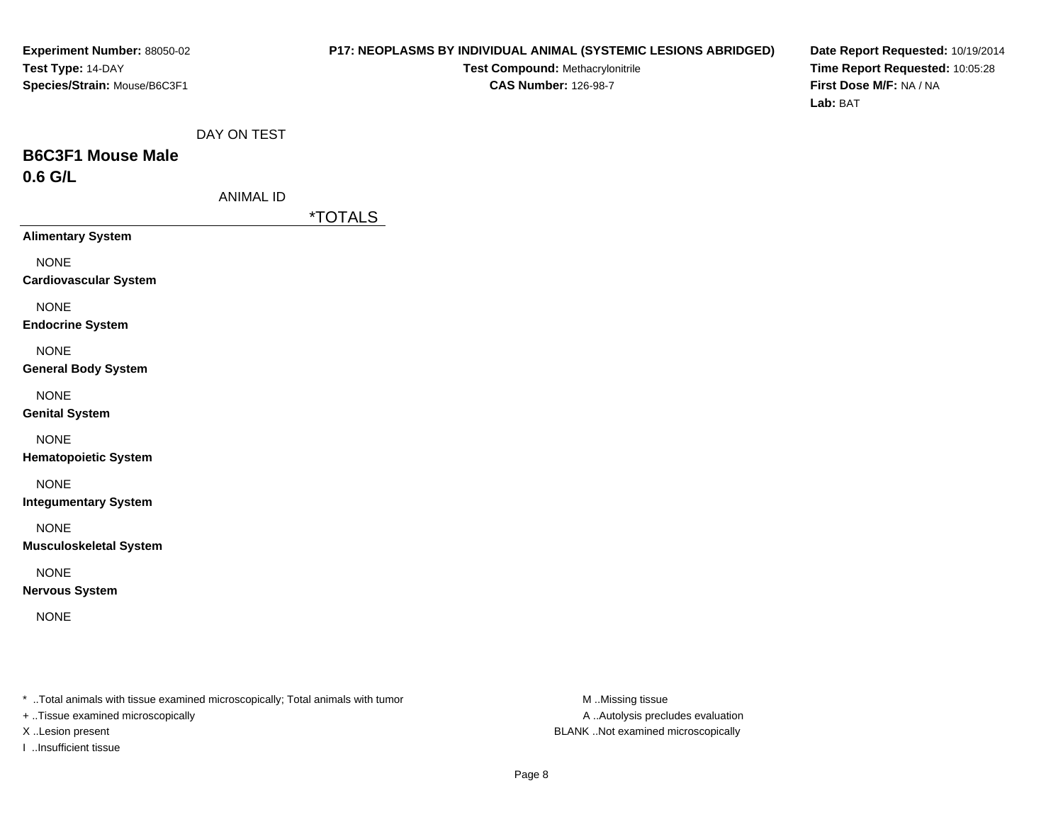**Experiment Number:** 88050-02
**Test Type:** 14-DAY
**Species/Strain:** Mouse/B6C3F1

**P17: NEOPLASMS BY INDIVIDUAL ANIMAL (SYSTEMIC LESIONS ABRIDGED)**
**Test Compound:** Methacrylonitrile
**CAS Number:** 126-98-7

**Date Report Requested:** 10/19/2014
**Time Report Requested:** 10:05:28
**First Dose M/F:** NA / NA
**Lab:** BAT

DAY ON TEST

## B6C3F1 Mouse Male
## 0.6 G/L

ANIMAL ID

*TOTALS

**Alimentary System**

NONE

**Cardiovascular System**

NONE

**Endocrine System**

NONE

**General Body System**

NONE

**Genital System**

NONE

**Hematopoietic System**

NONE

**Integumentary System**

NONE

**Musculoskeletal System**

NONE

**Nervous System**

NONE

* ..Total animals with tissue examined microscopically; Total animals with tumor
+ ..Tissue examined microscopically
X ..Lesion present
I ..Insufficient tissue

M ..Missing tissue
A ..Autolysis precludes evaluation
BLANK ..Not examined microscopically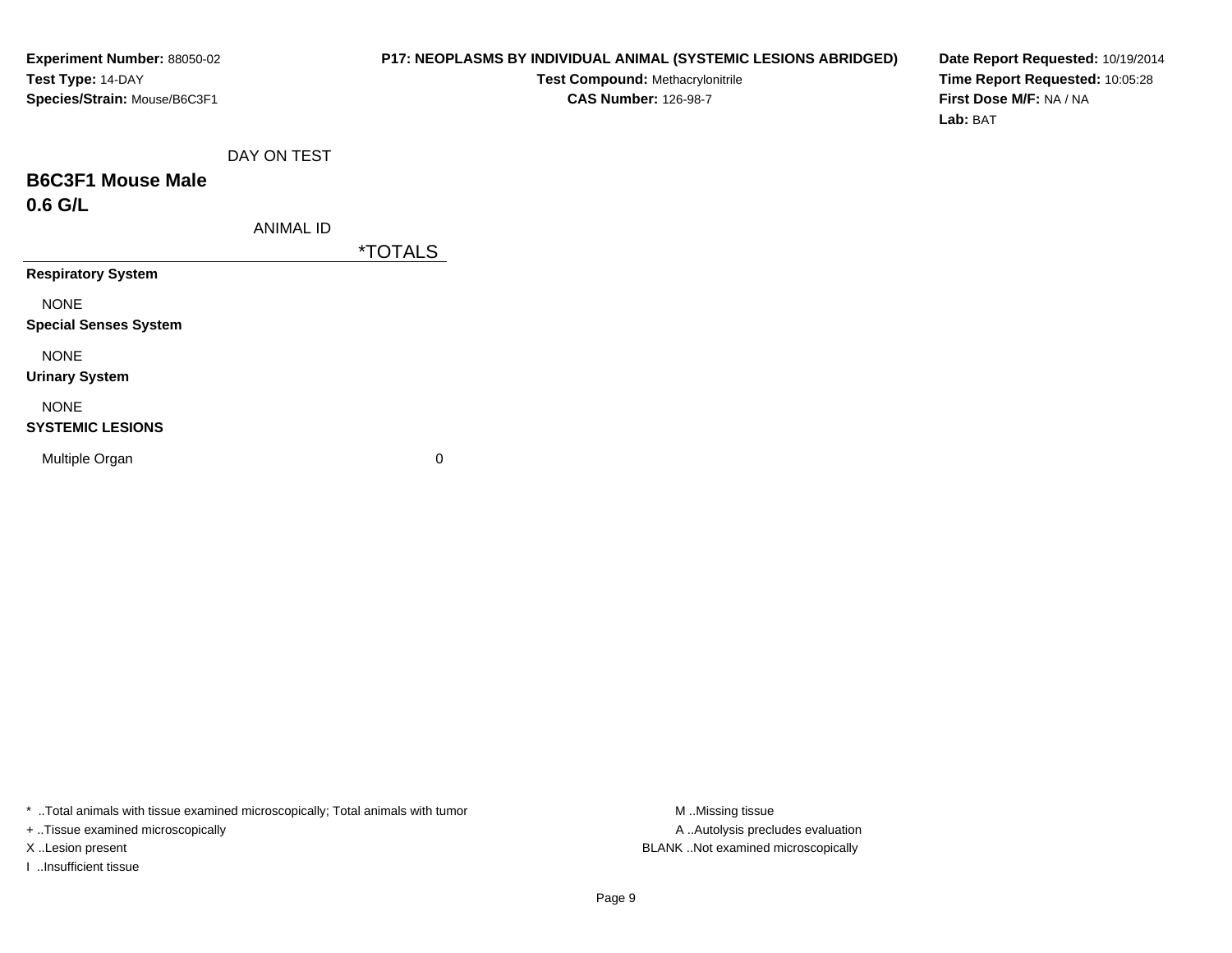**Experiment Number:** 88050-02
**Test Type:** 14-DAY
**Species/Strain:** Mouse/B6C3F1

**P17: NEOPLASMS BY INDIVIDUAL ANIMAL (SYSTEMIC LESIONS ABRIDGED)**
**Test Compound:** Methacrylonitrile
**CAS Number:** 126-98-7

**Date Report Requested:** 10/19/2014
**Time Report Requested:** 10:05:28
**First Dose M/F:** NA / NA
**Lab:** BAT

## B6C3F1 Mouse Male
## 0.6 G/L

| DAY ON TEST / ANIMAL ID | *TOTALS |
|---|---|
| **Respiratory System** | |
| NONE | |
| **Special Senses System** | |
| NONE | |
| **Urinary System** | |
| NONE | |
| **SYSTEMIC LESIONS** | |
| Multiple Organ | 0 |

* ..Total animals with tissue examined microscopically; Total animals with tumor
+ ..Tissue examined microscopically
X ..Lesion present
I ..Insufficient tissue

M ..Missing tissue
A ..Autolysis precludes evaluation
BLANK ..Not examined microscopically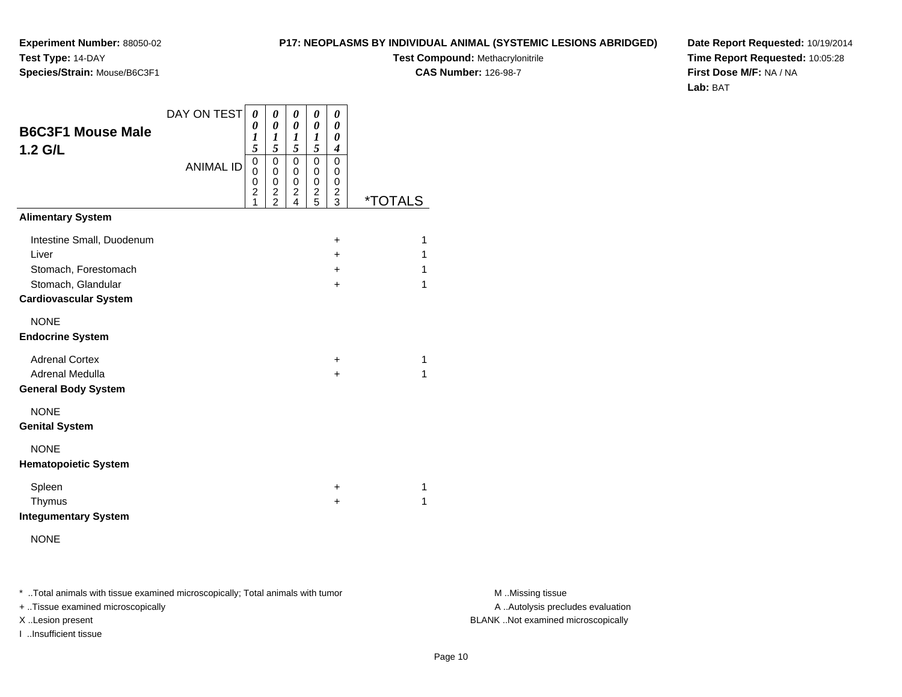**Experiment Number:** 88050-02
**Test Type:** 14-DAY
**Species/Strain:** Mouse/B6C3F1

**P17: NEOPLASMS BY INDIVIDUAL ANIMAL (SYSTEMIC LESIONS ABRIDGED)**
**Test Compound:** Methacrylonitrile
**CAS Number:** 126-98-7

**Date Report Requested:** 10/19/2014
**Time Report Requested:** 10:05:28
**First Dose M/F:** NA / NA
**Lab:** BAT

## B6C3F1 Mouse Male 1.2 G/L

| DAY ON TEST | 0015 | 0015 | 0015 | 0015 | 0004 | |
|---|---|---|---|---|---|---|
| ANIMAL ID | 00021 | 00022 | 00024 | 00025 | 00023 | *TOTALS |
| **Alimentary System** | | | | | | |
| Intestine Small, Duodenum | | | | | + | 1 |
| Liver | | | | | + | 1 |
| Stomach, Forestomach | | | | | + | 1 |
| Stomach, Glandular | | | | | + | 1 |
| **Cardiovascular System** | | | | | | |
| NONE | | | | | | |
| **Endocrine System** | | | | | | |
| Adrenal Cortex | | | | | + | 1 |
| Adrenal Medulla | | | | | + | 1 |
| **General Body System** | | | | | | |
| NONE | | | | | | |
| **Genital System** | | | | | | |
| NONE | | | | | | |
| **Hematopoietic System** | | | | | | |
| Spleen | | | | | + | 1 |
| Thymus | | | | | + | 1 |
| **Integumentary System** | | | | | | |
| NONE | | | | | | |

* ..Total animals with tissue examined microscopically; Total animals with tumor
+ ..Tissue examined microscopically
X ..Lesion present
I ..Insufficient tissue

M ..Missing tissue
A ..Autolysis precludes evaluation
BLANK ..Not examined microscopically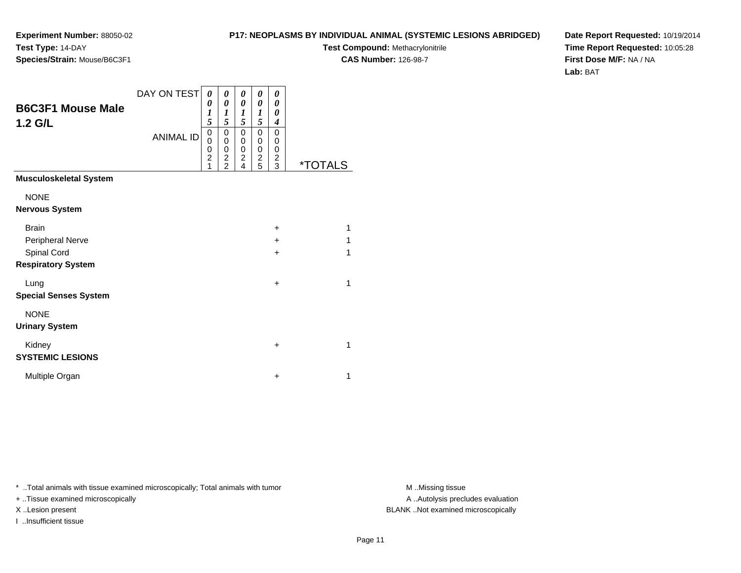**Experiment Number:** 88050-02
**Test Type:** 14-DAY
**Species/Strain:** Mouse/B6C3F1

**P17: NEOPLASMS BY INDIVIDUAL ANIMAL (SYSTEMIC LESIONS ABRIDGED)**
**Test Compound:** Methacrylonitrile
**CAS Number:** 126-98-7

**Date Report Requested:** 10/19/2014
**Time Report Requested:** 10:05:28
**First Dose M/F:** NA / NA
**Lab:** BAT

## B6C3F1 Mouse Male
## 1.2 G/L

| | | | | | | |
|---|---|---|---|---|---|---|
| DAY ON TEST | 0015 | 0015 | 0015 | 0015 | 0004 | |
| ANIMAL ID | 00021 | 00022 | 00024 | 00025 | 00023 | *TOTALS |
| **Musculoskeletal System** | | | | | | |
| NONE | | | | | | |
| **Nervous System** | | | | | | |
| Brain | | | | | + | 1 |
| Peripheral Nerve | | | | | + | 1 |
| Spinal Cord | | | | | + | 1 |
| **Respiratory System** | | | | | | |
| Lung | | | | | + | 1 |
| **Special Senses System** | | | | | | |
| NONE | | | | | | |
| **Urinary System** | | | | | | |
| Kidney | | | | | + | 1 |
| **SYSTEMIC LESIONS** | | | | | | |
| Multiple Organ | | | | | + | 1 |

* ..Total animals with tissue examined microscopically; Total animals with tumor
+ ..Tissue examined microscopically
X ..Lesion present
I ..Insufficient tissue

M ..Missing tissue
A ..Autolysis precludes evaluation
BLANK ..Not examined microscopically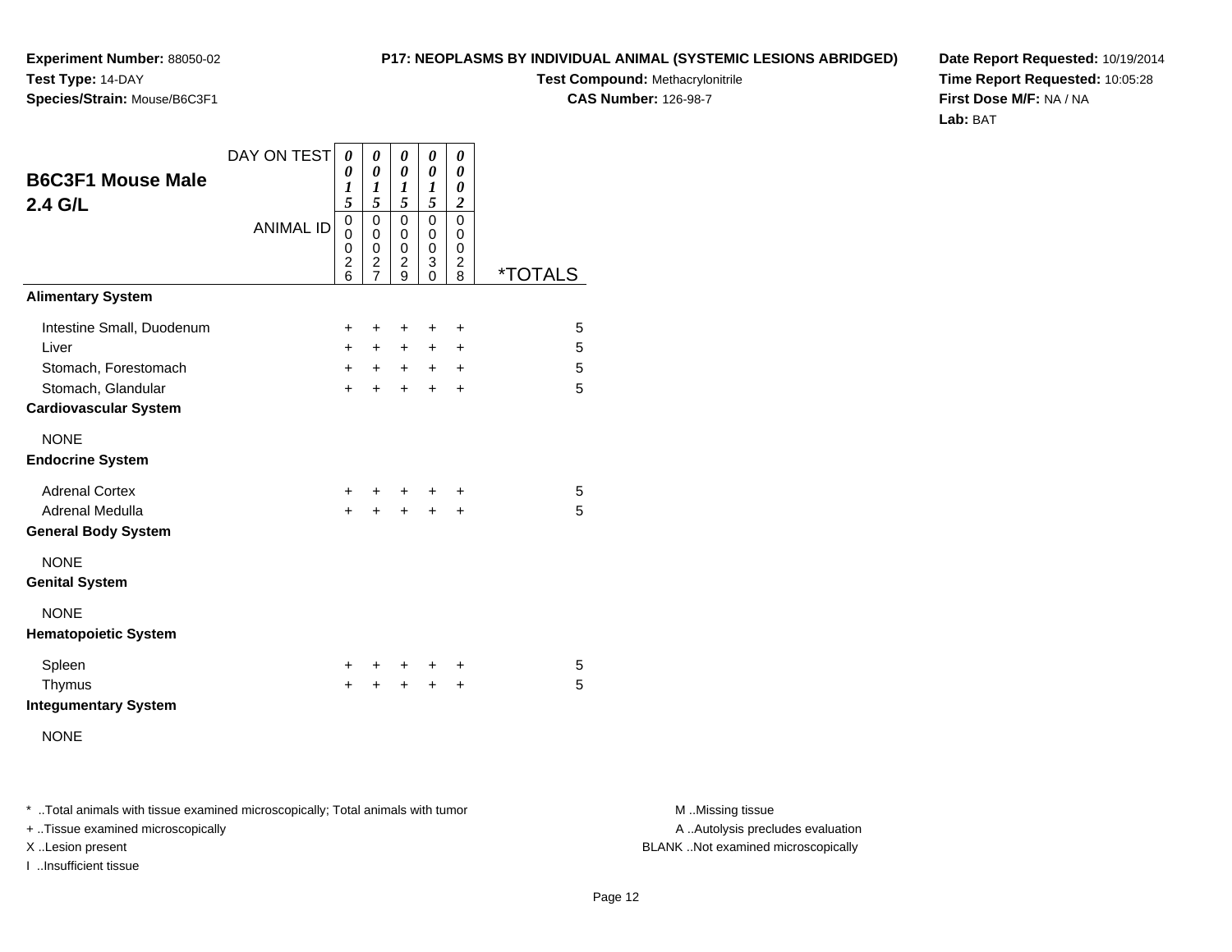**Experiment Number:** 88050-02
**Test Type:** 14-DAY
**Species/Strain:** Mouse/B6C3F1

**P17: NEOPLASMS BY INDIVIDUAL ANIMAL (SYSTEMIC LESIONS ABRIDGED)**
**Test Compound:** Methacrylonitrile
**CAS Number:** 126-98-7

**Date Report Requested:** 10/19/2014
**Time Report Requested:** 10:05:28
**First Dose M/F:** NA / NA
**Lab:** BAT

## B6C3F1 Mouse Male 2.4 G/L

| DAY ON TEST | 0015 | 0015 | 0015 | 0015 | 0002 | |
|---|---|---|---|---|---|---|
| ANIMAL ID | 00026 | 00027 | 00029 | 00030 | 00028 | *TOTALS |
| **Alimentary System** | | | | | | |
| Intestine Small, Duodenum | + | + | + | + | + | 5 |
| Liver | + | + | + | + | + | 5 |
| Stomach, Forestomach | + | + | + | + | + | 5 |
| Stomach, Glandular | + | + | + | + | + | 5 |
| **Cardiovascular System** | | | | | | |
| NONE | | | | | | |
| **Endocrine System** | | | | | | |
| Adrenal Cortex | + | + | + | + | + | 5 |
| Adrenal Medulla | + | + | + | + | + | 5 |
| **General Body System** | | | | | | |
| NONE | | | | | | |
| **Genital System** | | | | | | |
| NONE | | | | | | |
| **Hematopoietic System** | | | | | | |
| Spleen | + | + | + | + | + | 5 |
| Thymus | + | + | + | + | + | 5 |
| **Integumentary System** | | | | | | |
| NONE | | | | | | |

* ..Total animals with tissue examined microscopically; Total animals with tumor
+ ..Tissue examined microscopically
X ..Lesion present
I ..Insufficient tissue

M ..Missing tissue
A ..Autolysis precludes evaluation
BLANK ..Not examined microscopically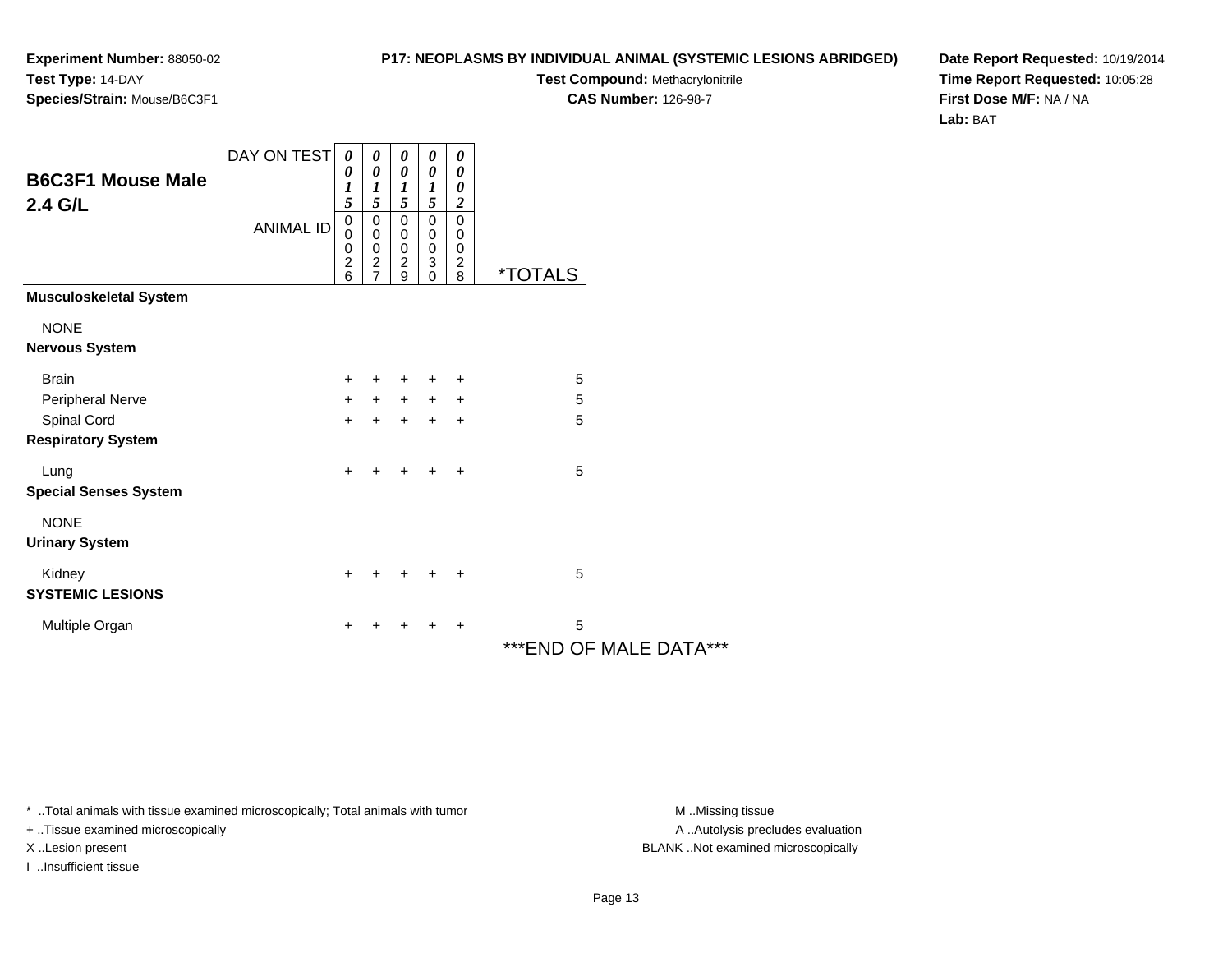**Experiment Number:** 88050-02
**Test Type:** 14-DAY
**Species/Strain:** Mouse/B6C3F1

**P17: NEOPLASMS BY INDIVIDUAL ANIMAL (SYSTEMIC LESIONS ABRIDGED)**
**Test Compound:** Methacrylonitrile
**CAS Number:** 126-98-7

**Date Report Requested:** 10/19/2014
**Time Report Requested:** 10:05:28
**First Dose M/F:** NA / NA
**Lab:** BAT

## B6C3F1 Mouse Male
## 2.4 G/L

| DAY ON TEST | 0015 | 0015 | 0015 | 0015 | 0002 | |
|---|---|---|---|---|---|---|
| ANIMAL ID | 00026 | 00027 | 00029 | 00030 | 00028 | *TOTALS |
| **Musculoskeletal System** | | | | | | |
| NONE | | | | | | |
| **Nervous System** | | | | | | |
| Brain | + | + | + | + | + | 5 |
| Peripheral Nerve | + | + | + | + | + | 5 |
| Spinal Cord | + | + | + | + | + | 5 |
| **Respiratory System** | | | | | | |
| Lung | + | + | + | + | + | 5 |
| **Special Senses System** | | | | | | |
| NONE | | | | | | |
| **Urinary System** | | | | | | |
| Kidney | + | + | + | + | + | 5 |
| **SYSTEMIC LESIONS** | | | | | | |
| Multiple Organ | + | + | + | + | + | 5 |

***END OF MALE DATA***

* ..Total animals with tissue examined microscopically; Total animals with tumor
+ ..Tissue examined microscopically
X ..Lesion present
I ..Insufficient tissue

M ..Missing tissue
A ..Autolysis precludes evaluation
BLANK ..Not examined microscopically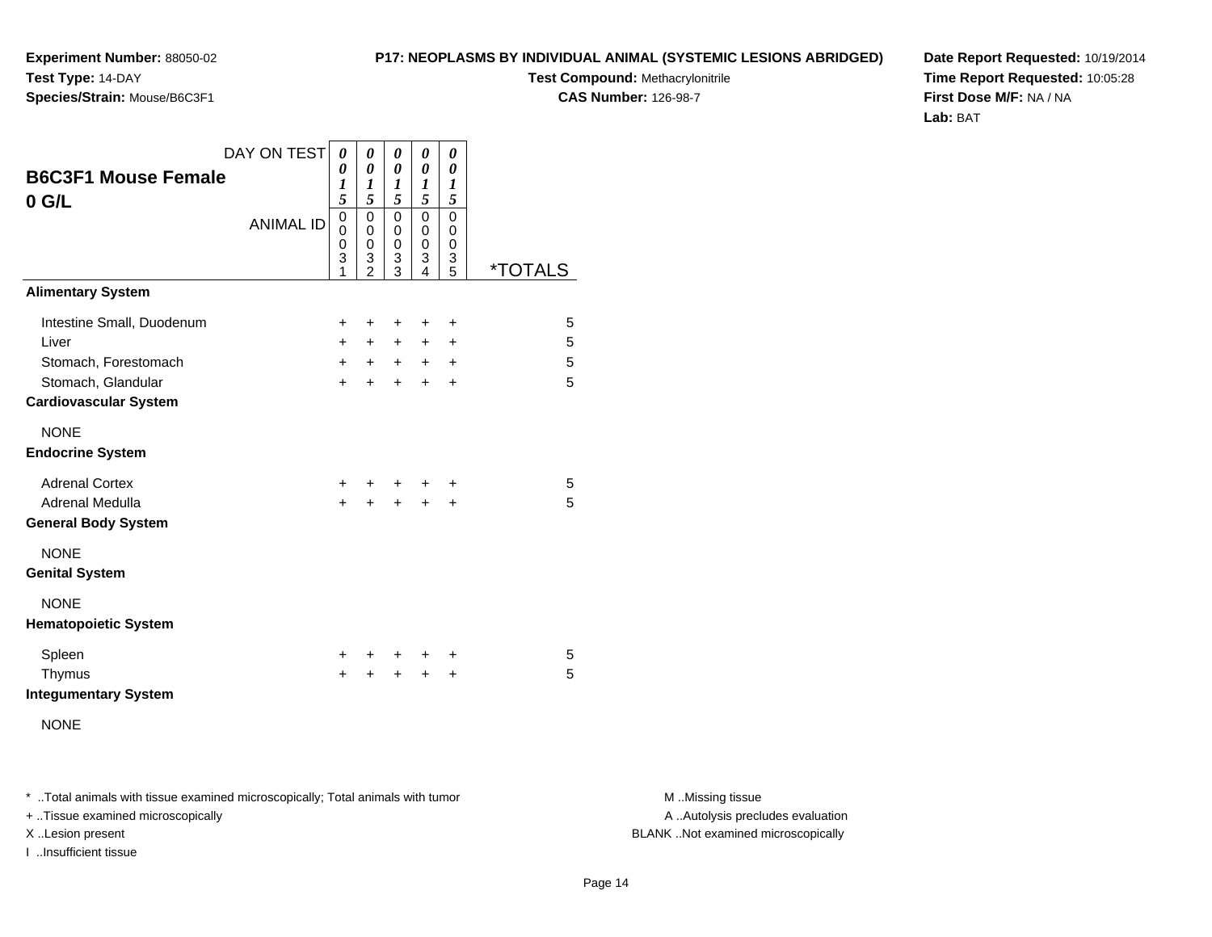**Experiment Number:** 88050-02
**Test Type:** 14-DAY
**Species/Strain:** Mouse/B6C3F1

**P17: NEOPLASMS BY INDIVIDUAL ANIMAL (SYSTEMIC LESIONS ABRIDGED)**
**Test Compound:** Methacrylonitrile
**CAS Number:** 126-98-7

**Date Report Requested:** 10/19/2014
**Time Report Requested:** 10:05:28
**First Dose M/F:** NA / NA
**Lab:** BAT

## B6C3F1 Mouse Female
## 0 G/L

| DAY ON TEST | 0015 | 0015 | 0015 | 0015 | 0015 | |
|---|---|---|---|---|---|---|
| ANIMAL ID | 00031 | 00032 | 00033 | 00034 | 00035 | *TOTALS |
| **Alimentary System** | | | | | | |
| Intestine Small, Duodenum | + | + | + | + | + | 5 |
| Liver | + | + | + | + | + | 5 |
| Stomach, Forestomach | + | + | + | + | + | 5 |
| Stomach, Glandular | + | + | + | + | + | 5 |
| **Cardiovascular System** | | | | | | |
| NONE | | | | | | |
| **Endocrine System** | | | | | | |
| Adrenal Cortex | + | + | + | + | + | 5 |
| Adrenal Medulla | + | + | + | + | + | 5 |
| **General Body System** | | | | | | |
| NONE | | | | | | |
| **Genital System** | | | | | | |
| NONE | | | | | | |
| **Hematopoietic System** | | | | | | |
| Spleen | + | + | + | + | + | 5 |
| Thymus | + | + | + | + | + | 5 |
| **Integumentary System** | | | | | | |
| NONE | | | | | | |

* ..Total animals with tissue examined microscopically; Total animals with tumor
+ ..Tissue examined microscopically
X ..Lesion present
I ..Insufficient tissue

M ..Missing tissue
A ..Autolysis precludes evaluation
BLANK ..Not examined microscopically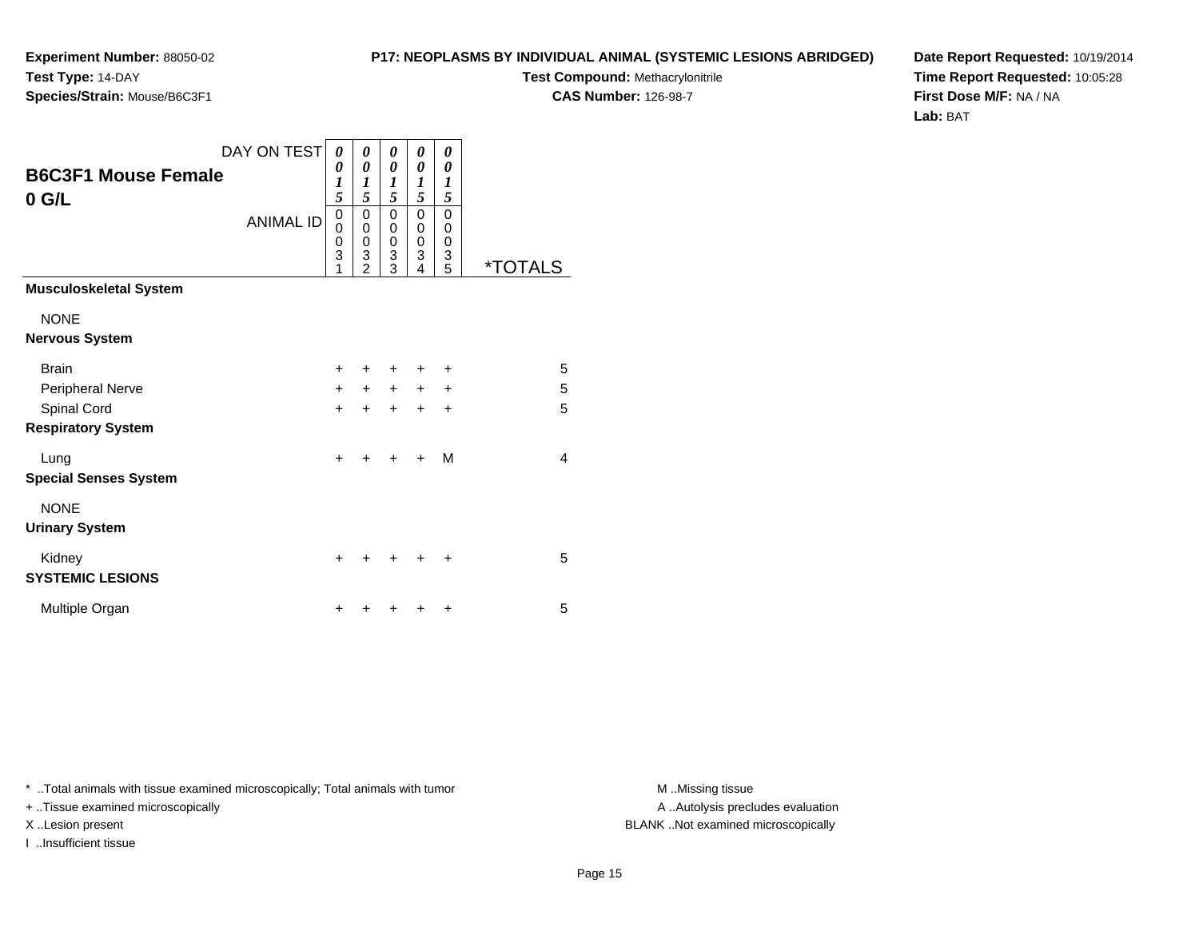**Experiment Number:** 88050-02
**Test Type:** 14-DAY
**Species/Strain:** Mouse/B6C3F1

**P17: NEOPLASMS BY INDIVIDUAL ANIMAL (SYSTEMIC LESIONS ABRIDGED)**
**Test Compound:** Methacrylonitrile
**CAS Number:** 126-98-7

**Date Report Requested:** 10/19/2014
**Time Report Requested:** 10:05:28
**First Dose M/F:** NA / NA
**Lab:** BAT

## B6C3F1 Mouse Female
## 0 G/L

| DAY ON TEST | 0015 | 0015 | 0015 | 0015 | 0015 | |
|---|---|---|---|---|---|---|
| ANIMAL ID | 00031 | 00032 | 00033 | 00034 | 00035 | *TOTALS |
| **Musculoskeletal System** | | | | | | |
| NONE | | | | | | |
| **Nervous System** | | | | | | |
| Brain | + | + | + | + | + | 5 |
| Peripheral Nerve | + | + | + | + | + | 5 |
| Spinal Cord | + | + | + | + | + | 5 |
| **Respiratory System** | | | | | | |
| Lung | + | + | + | + | M | 4 |
| **Special Senses System** | | | | | | |
| NONE | | | | | | |
| **Urinary System** | | | | | | |
| Kidney | + | + | + | + | + | 5 |
| **SYSTEMIC LESIONS** | | | | | | |
| Multiple Organ | + | + | + | + | + | 5 |

* ..Total animals with tissue examined microscopically; Total animals with tumor
+ ..Tissue examined microscopically
X ..Lesion present
I ..Insufficient tissue

M ..Missing tissue
A ..Autolysis precludes evaluation
BLANK ..Not examined microscopically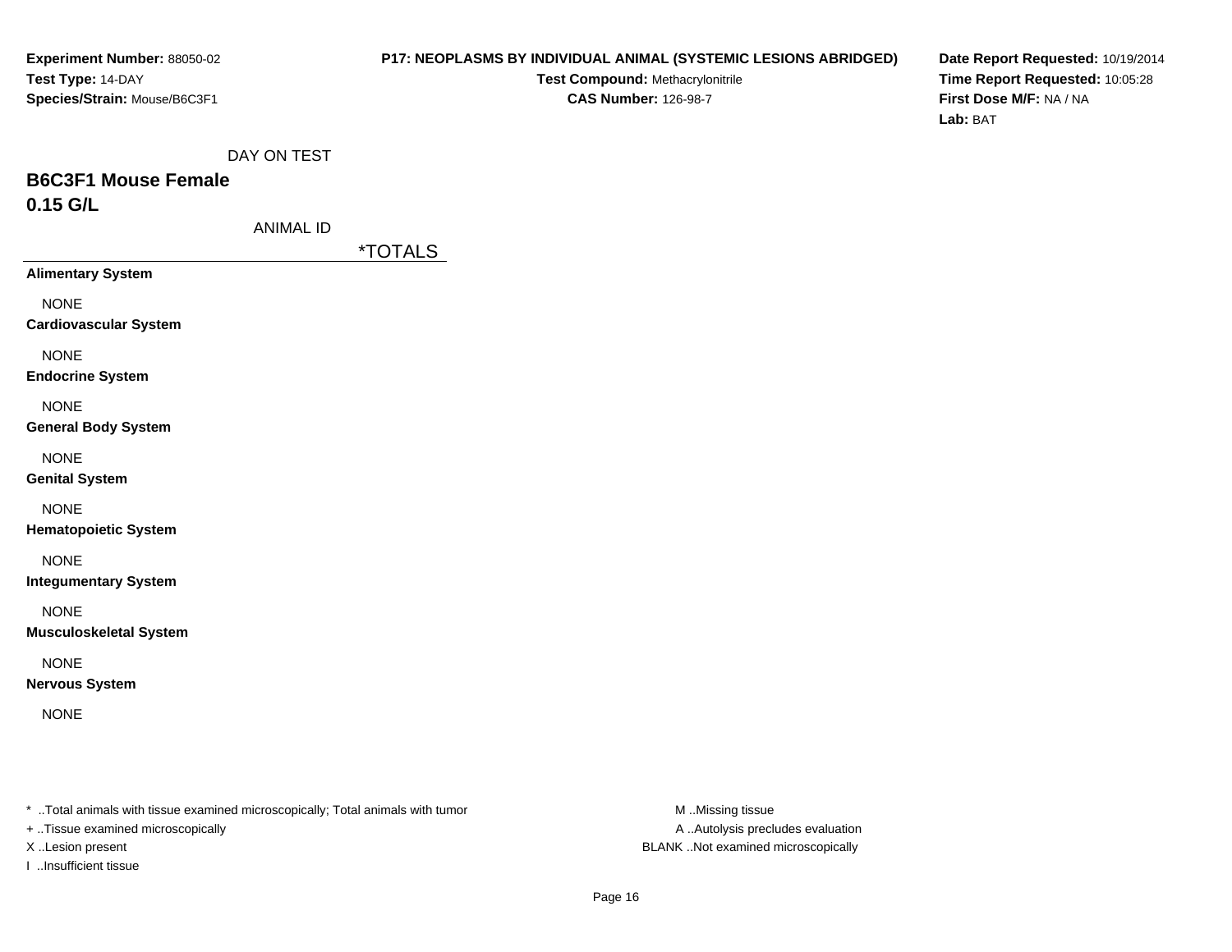**Experiment Number:** 88050-02
**Test Type:** 14-DAY
**Species/Strain:** Mouse/B6C3F1

**P17: NEOPLASMS BY INDIVIDUAL ANIMAL (SYSTEMIC LESIONS ABRIDGED)**
**Test Compound:** Methacrylonitrile
**CAS Number:** 126-98-7

**Date Report Requested:** 10/19/2014
**Time Report Requested:** 10:05:28
**First Dose M/F:** NA / NA
**Lab:** BAT

DAY ON TEST

## B6C3F1 Mouse Female
## 0.15 G/L

ANIMAL ID

*TOTALS

**Alimentary System**

NONE

**Cardiovascular System**

NONE

**Endocrine System**

NONE

**General Body System**

NONE

**Genital System**

NONE

**Hematopoietic System**

NONE

**Integumentary System**

NONE

**Musculoskeletal System**

NONE

**Nervous System**

NONE

* ..Total animals with tissue examined microscopically; Total animals with tumor
+ ..Tissue examined microscopically
X ..Lesion present
I ..Insufficient tissue

M ..Missing tissue
A ..Autolysis precludes evaluation
BLANK ..Not examined microscopically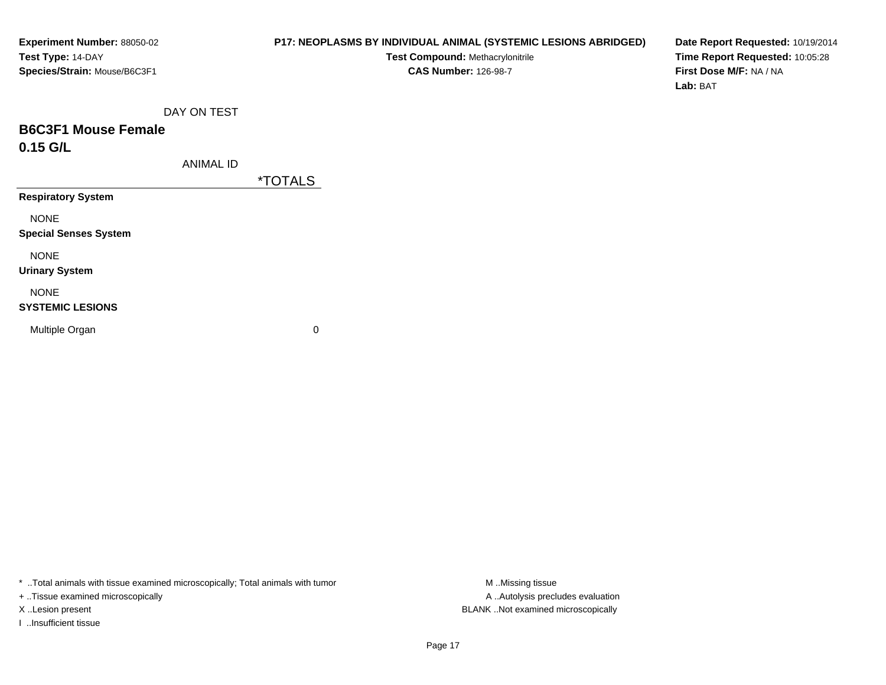**Experiment Number:** 88050-02
**Test Type:** 14-DAY
**Species/Strain:** Mouse/B6C3F1

**P17: NEOPLASMS BY INDIVIDUAL ANIMAL (SYSTEMIC LESIONS ABRIDGED)**
**Test Compound:** Methacrylonitrile
**CAS Number:** 126-98-7

**Date Report Requested:** 10/19/2014
**Time Report Requested:** 10:05:28
**First Dose M/F:** NA / NA
**Lab:** BAT

DAY ON TEST

## B6C3F1 Mouse Female
## 0.15 G/L

ANIMAL ID

| | *TOTALS |
|---|---|
| **Respiratory System** | |
| NONE | |
| **Special Senses System** | |
| NONE | |
| **Urinary System** | |
| NONE | |
| **SYSTEMIC LESIONS** | |
| Multiple Organ | 0 |

* ..Total animals with tissue examined microscopically; Total animals with tumor
+ ..Tissue examined microscopically
X ..Lesion present
I ..Insufficient tissue

M ..Missing tissue
A ..Autolysis precludes evaluation
BLANK ..Not examined microscopically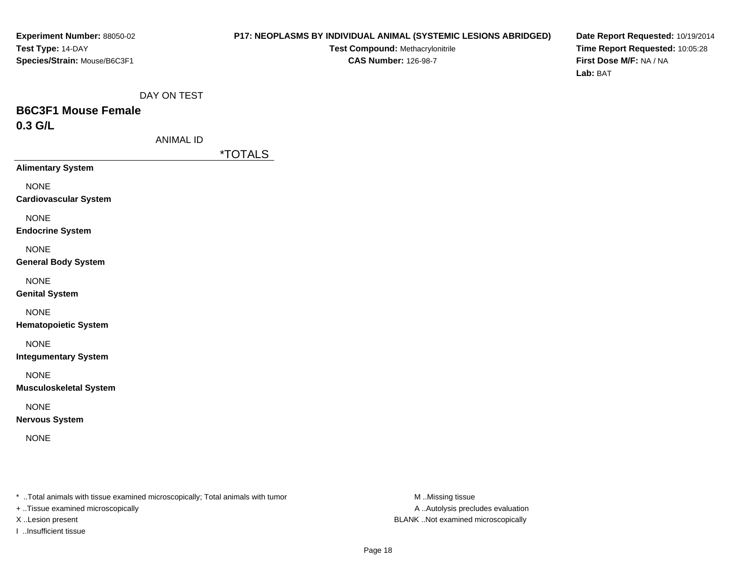**Experiment Number:** 88050-02
**Test Type:** 14-DAY
**Species/Strain:** Mouse/B6C3F1

**P17: NEOPLASMS BY INDIVIDUAL ANIMAL (SYSTEMIC LESIONS ABRIDGED)**
**Test Compound:** Methacrylonitrile
**CAS Number:** 126-98-7

**Date Report Requested:** 10/19/2014
**Time Report Requested:** 10:05:28
**First Dose M/F:** NA / NA
**Lab:** BAT

DAY ON TEST

## B6C3F1 Mouse Female
## 0.3 G/L

ANIMAL ID

*TOTALS

**Alimentary System**

NONE

**Cardiovascular System**

NONE

**Endocrine System**

NONE

**General Body System**

NONE

**Genital System**

NONE

**Hematopoietic System**

NONE

**Integumentary System**

NONE

**Musculoskeletal System**

NONE

**Nervous System**

NONE

* ..Total animals with tissue examined microscopically; Total animals with tumor
+ ..Tissue examined microscopically
X ..Lesion present
I ..Insufficient tissue

M ..Missing tissue
A ..Autolysis precludes evaluation
BLANK ..Not examined microscopically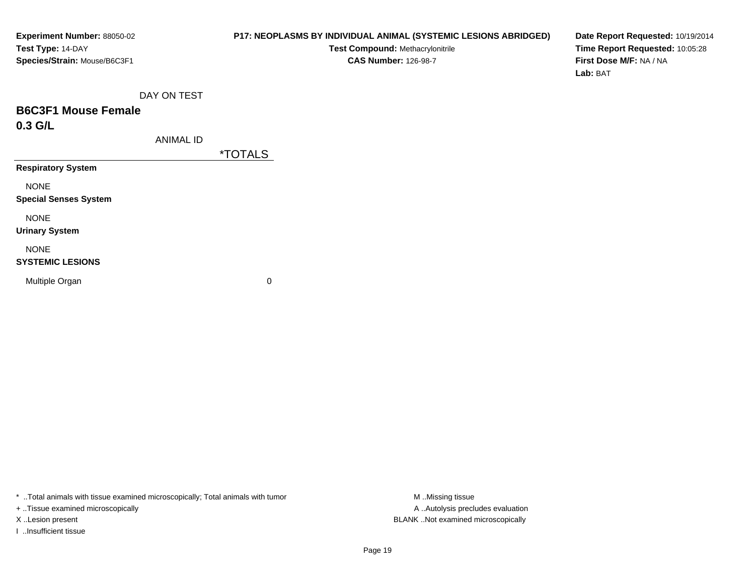**Experiment Number:** 88050-02
**Test Type:** 14-DAY
**Species/Strain:** Mouse/B6C3F1

**P17: NEOPLASMS BY INDIVIDUAL ANIMAL (SYSTEMIC LESIONS ABRIDGED)**
**Test Compound:** Methacrylonitrile
**CAS Number:** 126-98-7

**Date Report Requested:** 10/19/2014
**Time Report Requested:** 10:05:28
**First Dose M/F:** NA / NA
**Lab:** BAT

DAY ON TEST

## B6C3F1 Mouse Female
## 0.3 G/L

| ANIMAL ID | *TOTALS |
|---|---|
| **Respiratory System** | |
| NONE | |
| **Special Senses System** | |
| NONE | |
| **Urinary System** | |
| NONE | |
| **SYSTEMIC LESIONS** | |
| Multiple Organ | 0 |

* ..Total animals with tissue examined microscopically; Total animals with tumor
+ ..Tissue examined microscopically
X ..Lesion present
I ..Insufficient tissue

M ..Missing tissue
A ..Autolysis precludes evaluation
BLANK ..Not examined microscopically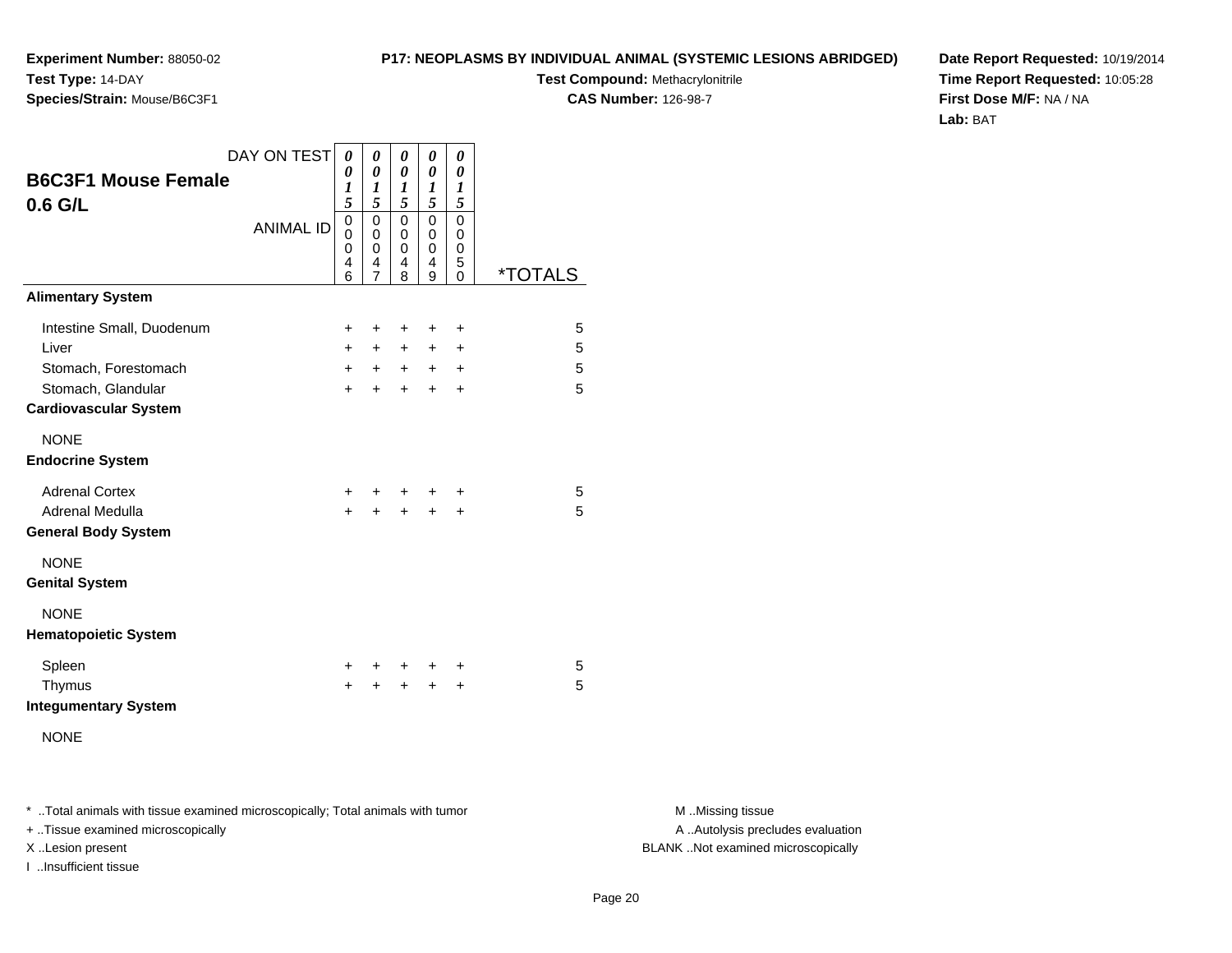**Experiment Number:** 88050-02
**Test Type:** 14-DAY
**Species/Strain:** Mouse/B6C3F1

**P17: NEOPLASMS BY INDIVIDUAL ANIMAL (SYSTEMIC LESIONS ABRIDGED)**
**Test Compound:** Methacrylonitrile
**CAS Number:** 126-98-7

**Date Report Requested:** 10/19/2014
**Time Report Requested:** 10:05:28
**First Dose M/F:** NA / NA
**Lab:** BAT

## B6C3F1 Mouse Female 0.6 G/L

| DAY ON TEST | 0015 | 0015 | 0015 | 0015 | 0015 | |
|---|---|---|---|---|---|---|
| ANIMAL ID | 00046 | 00047 | 00048 | 00049 | 00050 | *TOTALS |
| **Alimentary System** | | | | | | |
| Intestine Small, Duodenum | + | + | + | + | + | 5 |
| Liver | + | + | + | + | + | 5 |
| Stomach, Forestomach | + | + | + | + | + | 5 |
| Stomach, Glandular | + | + | + | + | + | 5 |
| **Cardiovascular System** | | | | | | |
| NONE | | | | | | |
| **Endocrine System** | | | | | | |
| Adrenal Cortex | + | + | + | + | + | 5 |
| Adrenal Medulla | + | + | + | + | + | 5 |
| **General Body System** | | | | | | |
| NONE | | | | | | |
| **Genital System** | | | | | | |
| NONE | | | | | | |
| **Hematopoietic System** | | | | | | |
| Spleen | + | + | + | + | + | 5 |
| Thymus | + | + | + | + | + | 5 |
| **Integumentary System** | | | | | | |
| NONE | | | | | | |

\* ..Total animals with tissue examined microscopically; Total animals with tumor
\+ ..Tissue examined microscopically
X ..Lesion present
I ..Insufficient tissue

M ..Missing tissue
A ..Autolysis precludes evaluation
BLANK ..Not examined microscopically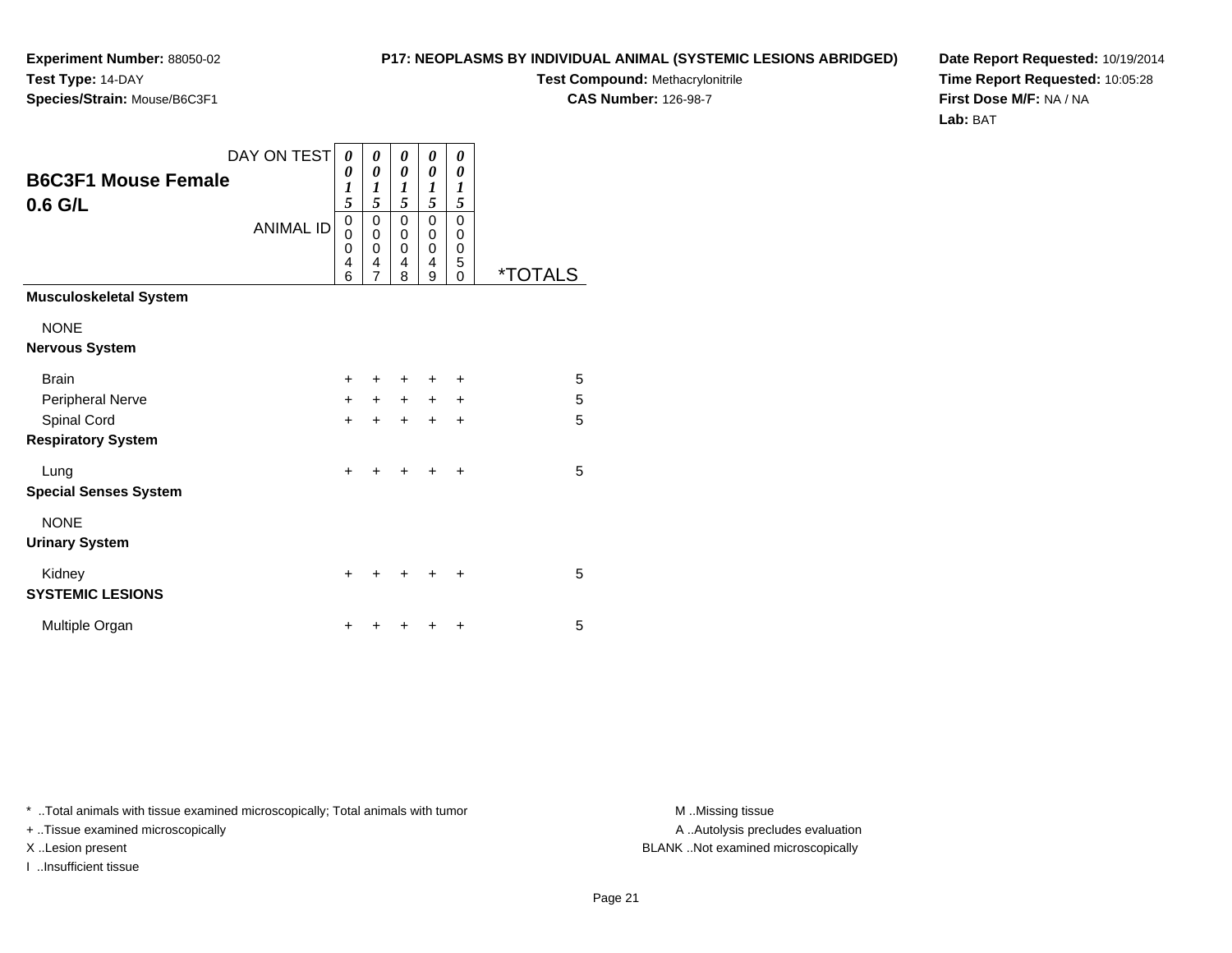**Experiment Number:** 88050-02
**Test Type:** 14-DAY
**Species/Strain:** Mouse/B6C3F1

**P17: NEOPLASMS BY INDIVIDUAL ANIMAL (SYSTEMIC LESIONS ABRIDGED)**
**Test Compound:** Methacrylonitrile
**CAS Number:** 126-98-7

**Date Report Requested:** 10/19/2014
**Time Report Requested:** 10:05:28
**First Dose M/F:** NA / NA
**Lab:** BAT

## B6C3F1 Mouse Female 0.6 G/L

| DAY ON TEST | 0015 | 0015 | 0015 | 0015 | 0015 | |
|---|---|---|---|---|---|---|
| ANIMAL ID | 00046 | 00047 | 00048 | 00049 | 00050 | *TOTALS |
| **Musculoskeletal System** | | | | | | |
| NONE | | | | | | |
| **Nervous System** | | | | | | |
| Brain | + | + | + | + | + | 5 |
| Peripheral Nerve | + | + | + | + | + | 5 |
| Spinal Cord | + | + | + | + | + | 5 |
| **Respiratory System** | | | | | | |
| Lung | + | + | + | + | + | 5 |
| **Special Senses System** | | | | | | |
| NONE | | | | | | |
| **Urinary System** | | | | | | |
| Kidney | + | + | + | + | + | 5 |
| **SYSTEMIC LESIONS** | | | | | | |
| Multiple Organ | + | + | + | + | + | 5 |

* ..Total animals with tissue examined microscopically; Total animals with tumor
+ ..Tissue examined microscopically
X ..Lesion present
I ..Insufficient tissue

M ..Missing tissue
A ..Autolysis precludes evaluation
BLANK ..Not examined microscopically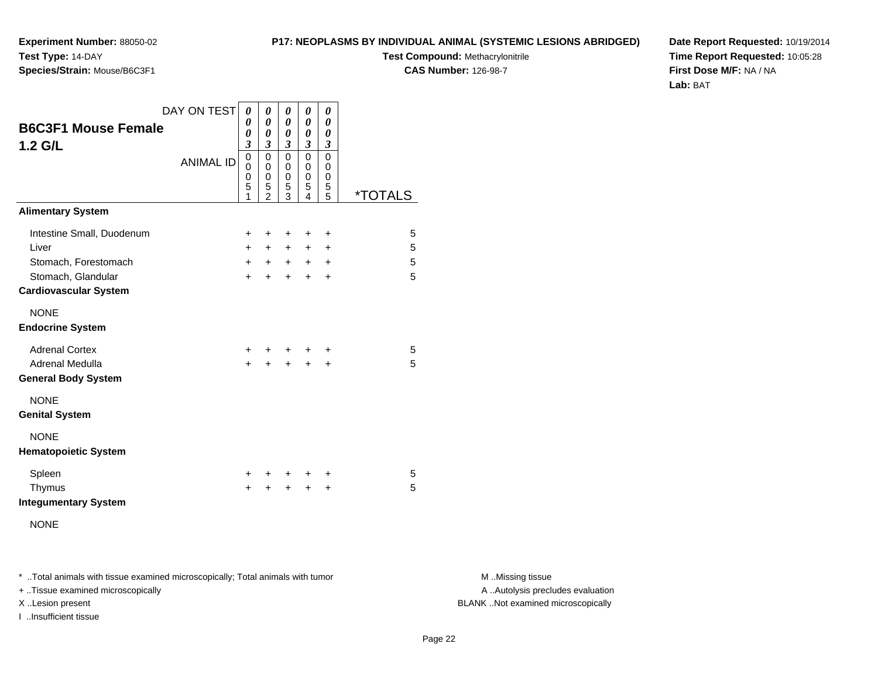**Experiment Number:** 88050-02
**Test Type:** 14-DAY
**Species/Strain:** Mouse/B6C3F1

**P17: NEOPLASMS BY INDIVIDUAL ANIMAL (SYSTEMIC LESIONS ABRIDGED)**
**Test Compound:** Methacrylonitrile
**CAS Number:** 126-98-7

**Date Report Requested:** 10/19/2014
**Time Report Requested:** 10:05:28
**First Dose M/F:** NA / NA
**Lab:** BAT

## B6C3F1 Mouse Female
## 1.2 G/L

| DAY ON TEST | 0003 | 0003 | 0003 | 0003 | 0003 | |
|---|---|---|---|---|---|---|
| ANIMAL ID | 00051 | 00052 | 00053 | 00054 | 00055 | *TOTALS |
| **Alimentary System** | | | | | | |
| Intestine Small, Duodenum | + | + | + | + | + | 5 |
| Liver | + | + | + | + | + | 5 |
| Stomach, Forestomach | + | + | + | + | + | 5 |
| Stomach, Glandular | + | + | + | + | + | 5 |
| **Cardiovascular System** | | | | | | |
| NONE | | | | | | |
| **Endocrine System** | | | | | | |
| Adrenal Cortex | + | + | + | + | + | 5 |
| Adrenal Medulla | + | + | + | + | + | 5 |
| **General Body System** | | | | | | |
| NONE | | | | | | |
| **Genital System** | | | | | | |
| NONE | | | | | | |
| **Hematopoietic System** | | | | | | |
| Spleen | + | + | + | + | + | 5 |
| Thymus | + | + | + | + | + | 5 |
| **Integumentary System** | | | | | | |
| NONE | | | | | | |

* ..Total animals with tissue examined microscopically; Total animals with tumor
+ ..Tissue examined microscopically
X ..Lesion present
I ..Insufficient tissue

M ..Missing tissue
A ..Autolysis precludes evaluation
BLANK ..Not examined microscopically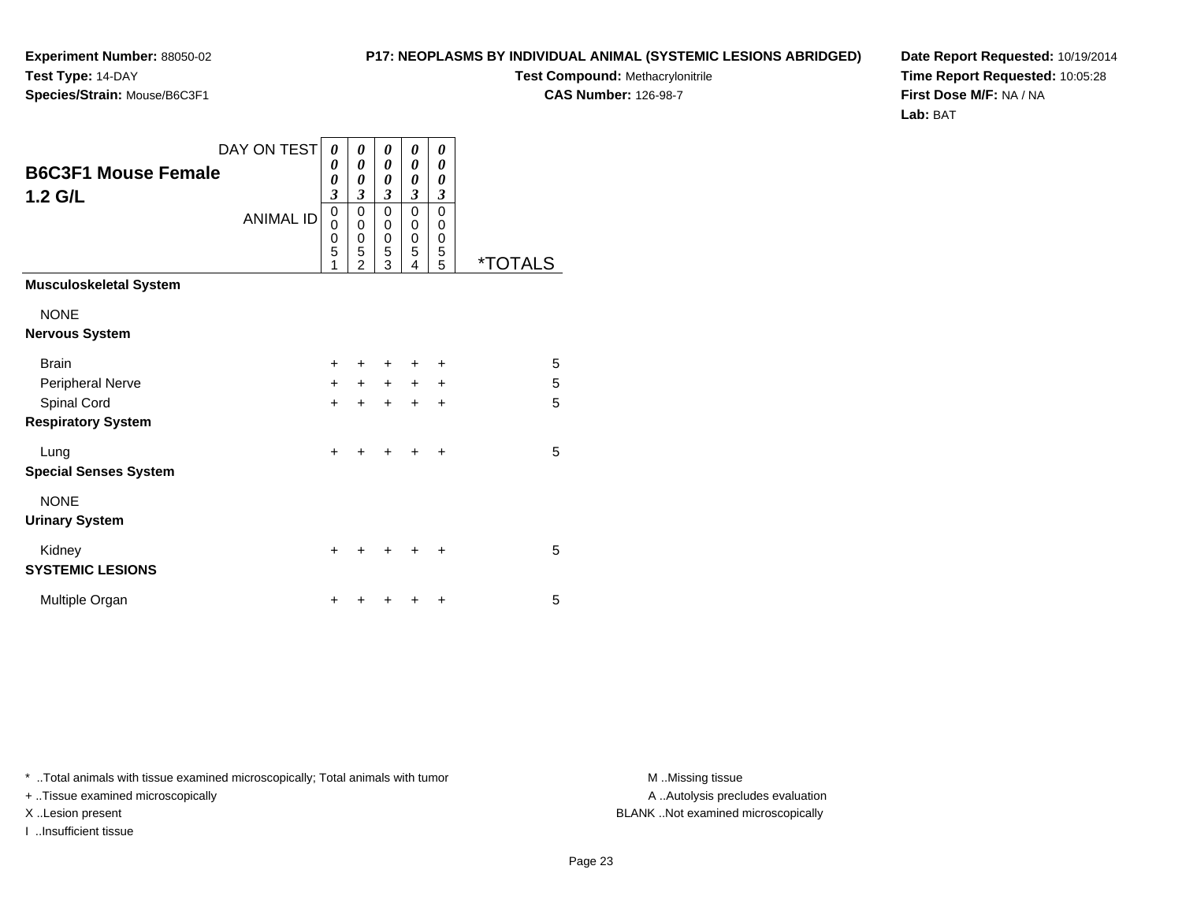**Experiment Number:** 88050-02
**Test Type:** 14-DAY
**Species/Strain:** Mouse/B6C3F1

**P17: NEOPLASMS BY INDIVIDUAL ANIMAL (SYSTEMIC LESIONS ABRIDGED)**
**Test Compound:** Methacrylonitrile
**CAS Number:** 126-98-7

**Date Report Requested:** 10/19/2014
**Time Report Requested:** 10:05:28
**First Dose M/F:** NA / NA
**Lab:** BAT

| **B6C3F1 Mouse Female 1.2 G/L** | | | | | | |
|---|---|---|---|---|---|---|
| DAY ON TEST | 0003 | 0003 | 0003 | 0003 | 0003 | |
| ANIMAL ID | 00051 | 00052 | 00053 | 00054 | 00055 | *TOTALS |
| **Musculoskeletal System** | | | | | | |
| NONE | | | | | | |
| **Nervous System** | | | | | | |
| Brain | + | + | + | + | + | 5 |
| Peripheral Nerve | + | + | + | + | + | 5 |
| Spinal Cord | + | + | + | + | + | 5 |
| **Respiratory System** | | | | | | |
| Lung | + | + | + | + | + | 5 |
| **Special Senses System** | | | | | | |
| NONE | | | | | | |
| **Urinary System** | | | | | | |
| Kidney | + | + | + | + | + | 5 |
| **SYSTEMIC LESIONS** | | | | | | |
| Multiple Organ | + | + | + | + | + | 5 |

* ..Total animals with tissue examined microscopically; Total animals with tumor
+ ..Tissue examined microscopically
X ..Lesion present
I ..Insufficient tissue

M ..Missing tissue
A ..Autolysis precludes evaluation
BLANK ..Not examined microscopically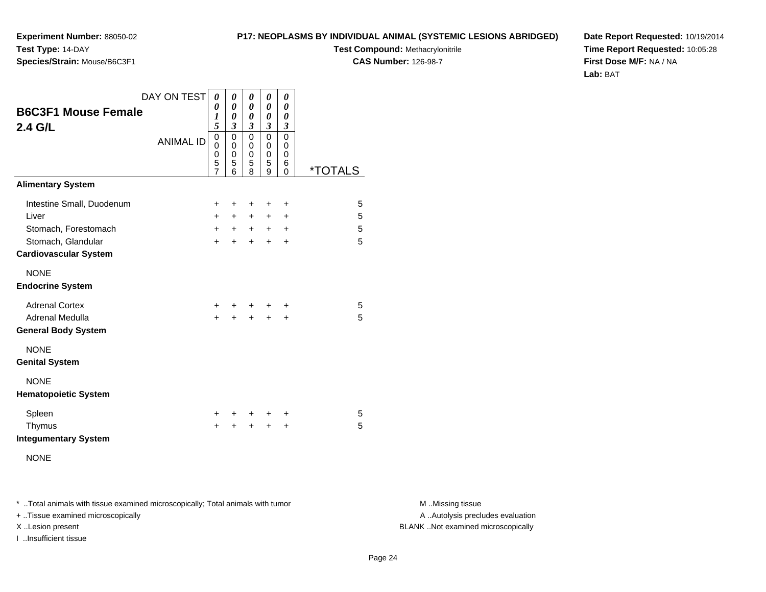**Experiment Number:** 88050-02
**Test Type:** 14-DAY
**Species/Strain:** Mouse/B6C3F1

**P17: NEOPLASMS BY INDIVIDUAL ANIMAL (SYSTEMIC LESIONS ABRIDGED)**
**Test Compound:** Methacrylonitrile
**CAS Number:** 126-98-7

**Date Report Requested:** 10/19/2014
**Time Report Requested:** 10:05:28
**First Dose M/F:** NA / NA
**Lab:** BAT

## B6C3F1 Mouse Female
## 2.4 G/L

| DAY ON TEST | 0015 | 0003 | 0003 | 0003 | 0003 | |
|---|---|---|---|---|---|---|
| ANIMAL ID | 00057 | 00056 | 00058 | 00059 | 00060 | *TOTALS |
| **Alimentary System** | | | | | | |
| Intestine Small, Duodenum | + | + | + | + | + | 5 |
| Liver | + | + | + | + | + | 5 |
| Stomach, Forestomach | + | + | + | + | + | 5 |
| Stomach, Glandular | + | + | + | + | + | 5 |
| **Cardiovascular System** | | | | | | |
| NONE | | | | | | |
| **Endocrine System** | | | | | | |
| Adrenal Cortex | + | + | + | + | + | 5 |
| Adrenal Medulla | + | + | + | + | + | 5 |
| **General Body System** | | | | | | |
| NONE | | | | | | |
| **Genital System** | | | | | | |
| NONE | | | | | | |
| **Hematopoietic System** | | | | | | |
| Spleen | + | + | + | + | + | 5 |
| Thymus | + | + | + | + | + | 5 |
| **Integumentary System** | | | | | | |
| NONE | | | | | | |

\* ..Total animals with tissue examined microscopically; Total animals with tumor
+ ..Tissue examined microscopically
X ..Lesion present
I ..Insufficient tissue

M ..Missing tissue
A ..Autolysis precludes evaluation
BLANK ..Not examined microscopically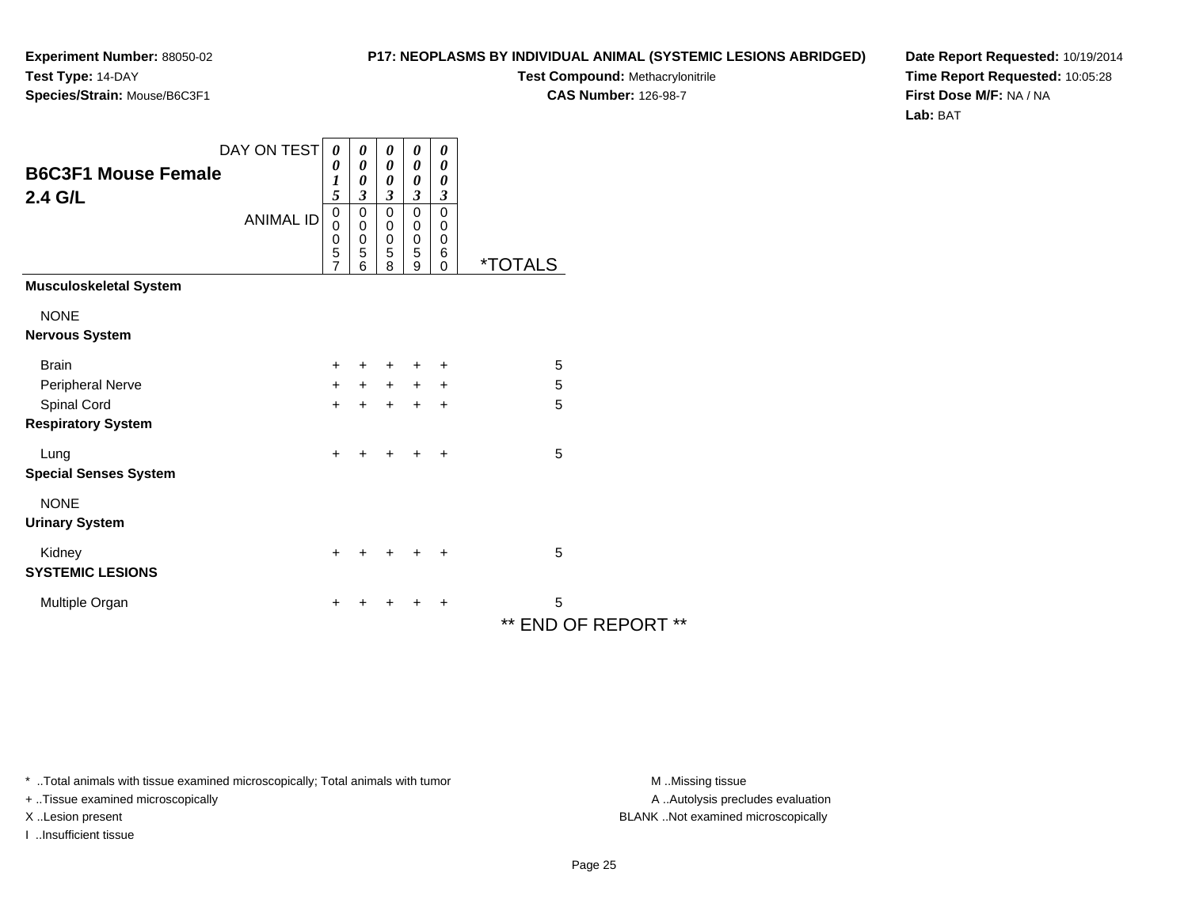**Experiment Number:** 88050-02
**Test Type:** 14-DAY
**Species/Strain:** Mouse/B6C3F1

**P17: NEOPLASMS BY INDIVIDUAL ANIMAL (SYSTEMIC LESIONS ABRIDGED)**
**Test Compound:** Methacrylonitrile
**CAS Number:** 126-98-7

**Date Report Requested:** 10/19/2014
**Time Report Requested:** 10:05:28
**First Dose M/F:** NA / NA
**Lab:** BAT

## B6C3F1 Mouse Female 2.4 G/L

| DAY ON TEST | 0015 | 0003 | 0003 | 0003 | 0003 | |
|---|---|---|---|---|---|---|
| ANIMAL ID | 00057 | 00056 | 00058 | 00059 | 00060 | *TOTALS |
| **Musculoskeletal System** | | | | | | |
| NONE | | | | | | |
| **Nervous System** | | | | | | |
| Brain | + | + | + | + | + | 5 |
| Peripheral Nerve | + | + | + | + | + | 5 |
| Spinal Cord | + | + | + | + | + | 5 |
| **Respiratory System** | | | | | | |
| Lung | + | + | + | + | + | 5 |
| **Special Senses System** | | | | | | |
| NONE | | | | | | |
| **Urinary System** | | | | | | |
| Kidney | + | + | + | + | + | 5 |
| **SYSTEMIC LESIONS** | | | | | | |
| Multiple Organ | + | + | + | + | + | 5 |

** END OF REPORT **

\* ..Total animals with tissue examined microscopically; Total animals with tumor
+ ..Tissue examined microscopically
X ..Lesion present
I ..Insufficient tissue

M ..Missing tissue
A ..Autolysis precludes evaluation
BLANK ..Not examined microscopically